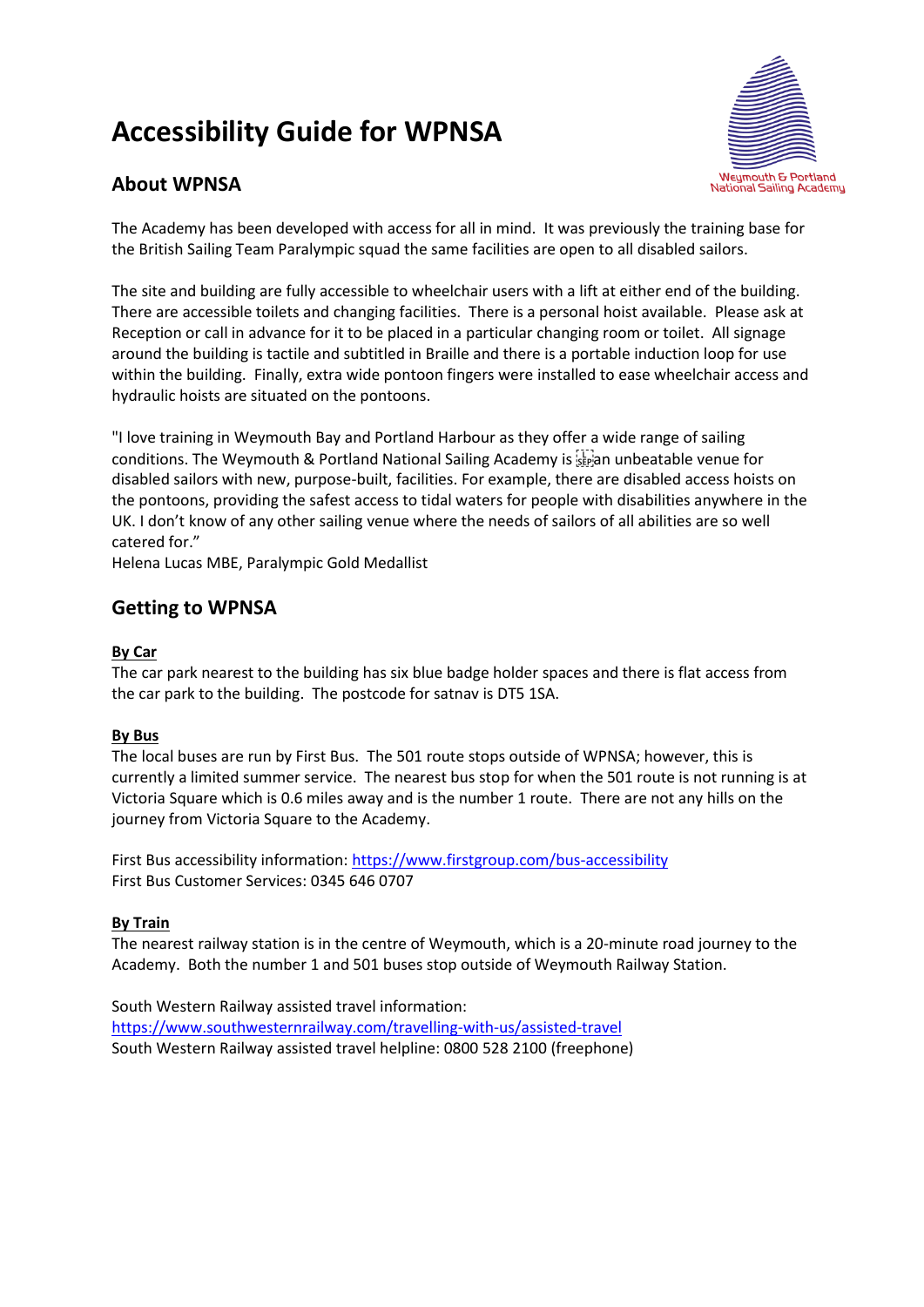# Accessibility Guide for WPNSA

## About WPNSA

The Academy has been developed with access for all in mind. It was previously the training base for the British Sailing Team Paralympic squad the same facilities are open to all disabled sailors.

The site and building are fully accessible to wheelchair users with a lift at either end of the building. There are accessible toilets and changing facilities. There is a personal hoist available. Please ask at Reception or call in advance for it to be placed in a particular changing room or toilet. All signage around the building is tactile and subtitled in Braille and there is a portable induction loop for use within the building. Finally, extra wide pontoon fingers were installed to ease wheelchair access and hydraulic hoists are situated on the pontoons.

"I love training in Weymouth Bay and Portland Harbour as they offer a wide range of sailing conditions. The Weymouth & Portland National Sailing Academy is an unbeatable venue for disabled sailors with new, purpose-built, facilities. For example, there are disabled access hoists on the pontoons, providing the safest access to tidal waters for people with disabilities anywhere in the UK. I don't know of any other sailing venue where the needs of sailors of all abilities are so well catered for."
Helena Lucas MBE, Paralympic Gold Medallist

## Getting to WPNSA

**By Car**
The car park nearest to the building has six blue badge holder spaces and there is flat access from the car park to the building. The postcode for satnav is DT5 1SA.

**By Bus**
The local buses are run by First Bus. The 501 route stops outside of WPNSA; however, this is currently a limited summer service. The nearest bus stop for when the 501 route is not running is at Victoria Square which is 0.6 miles away and is the number 1 route. There are not any hills on the journey from Victoria Square to the Academy.

First Bus accessibility information: https://www.firstgroup.com/bus-accessibility
First Bus Customer Services: 0345 646 0707

**By Train**
The nearest railway station is in the centre of Weymouth, which is a 20-minute road journey to the Academy. Both the number 1 and 501 buses stop outside of Weymouth Railway Station.

South Western Railway assisted travel information:
https://www.southwesternrailway.com/travelling-with-us/assisted-travel
South Western Railway assisted travel helpline: 0800 528 2100 (freephone)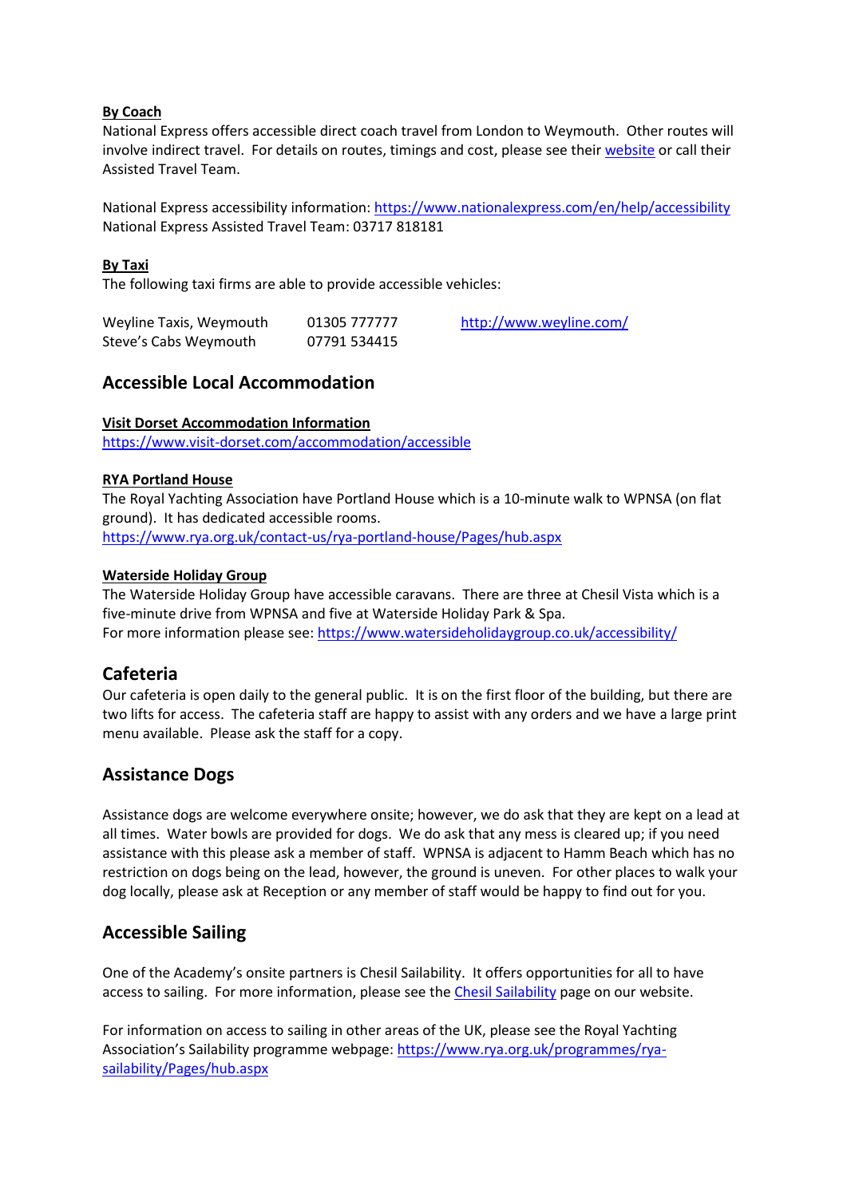**By Coach**

National Express offers accessible direct coach travel from London to Weymouth. Other routes will involve indirect travel. For details on routes, timings and cost, please see their [website](https://www.nationalexpress.com/en/help/accessibility) or call their Assisted Travel Team.

National Express accessibility information: https://www.nationalexpress.com/en/help/accessibility
National Express Assisted Travel Team: 03717 818181

**By Taxi**

The following taxi firms are able to provide accessible vehicles:

| | | |
|---|---|---|
| Weyline Taxis, Weymouth | 01305 777777 | http://www.weyline.com/ |
| Steve's Cabs Weymouth | 07791 534415 | |

## Accessible Local Accommodation

**Visit Dorset Accommodation Information**

https://www.visit-dorset.com/accommodation/accessible

**RYA Portland House**

The Royal Yachting Association have Portland House which is a 10-minute walk to WPNSA (on flat ground). It has dedicated accessible rooms.
https://www.rya.org.uk/contact-us/rya-portland-house/Pages/hub.aspx

**Waterside Holiday Group**

The Waterside Holiday Group have accessible caravans. There are three at Chesil Vista which is a five-minute drive from WPNSA and five at Waterside Holiday Park & Spa.
For more information please see: https://www.watersideholidaygroup.co.uk/accessibility/

## Cafeteria

Our cafeteria is open daily to the general public. It is on the first floor of the building, but there are two lifts for access. The cafeteria staff are happy to assist with any orders and we have a large print menu available. Please ask the staff for a copy.

## Assistance Dogs

Assistance dogs are welcome everywhere onsite; however, we do ask that they are kept on a lead at all times. Water bowls are provided for dogs. We do ask that any mess is cleared up; if you need assistance with this please ask a member of staff. WPNSA is adjacent to Hamm Beach which has no restriction on dogs being on the lead, however, the ground is uneven. For other places to walk your dog locally, please ask at Reception or any member of staff would be happy to find out for you.

## Accessible Sailing

One of the Academy's onsite partners is Chesil Sailability. It offers opportunities for all to have access to sailing. For more information, please see the Chesil Sailability page on our website.

For information on access to sailing in other areas of the UK, please see the Royal Yachting Association's Sailability programme webpage: https://www.rya.org.uk/programmes/rya-sailability/Pages/hub.aspx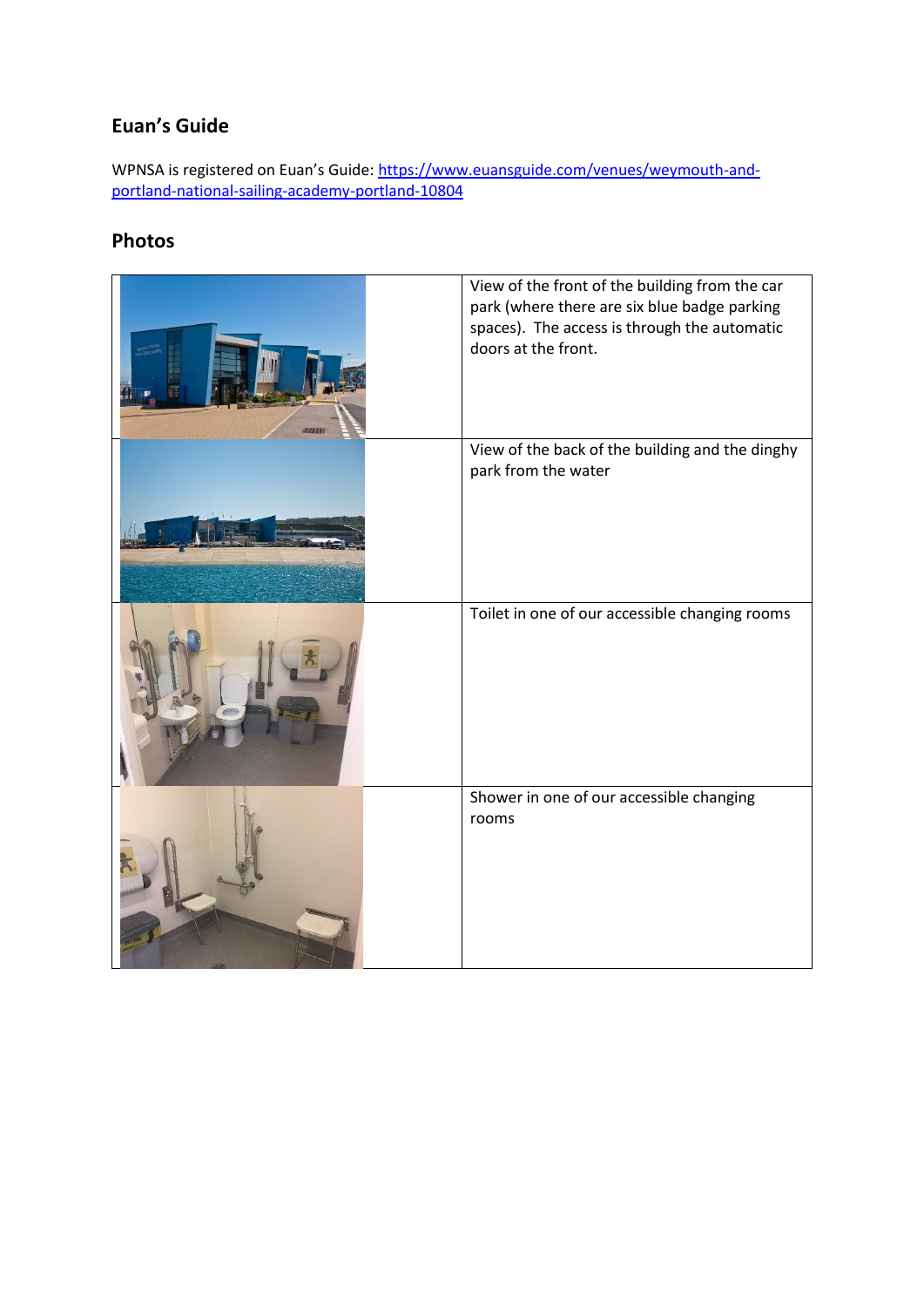## Euan's Guide

WPNSA is registered on Euan's Guide: [https://www.euansguide.com/venues/weymouth-and-portland-national-sailing-academy-portland-10804](https://www.euansguide.com/venues/weymouth-and-portland-national-sailing-academy-portland-10804)

## Photos

| | |
|---|---|
| | View of the front of the building from the car park (where there are six blue badge parking spaces). The access is through the automatic doors at the front. |
| | View of the back of the building and the dinghy park from the water |
| | Toilet in one of our accessible changing rooms |
| | Shower in one of our accessible changing rooms |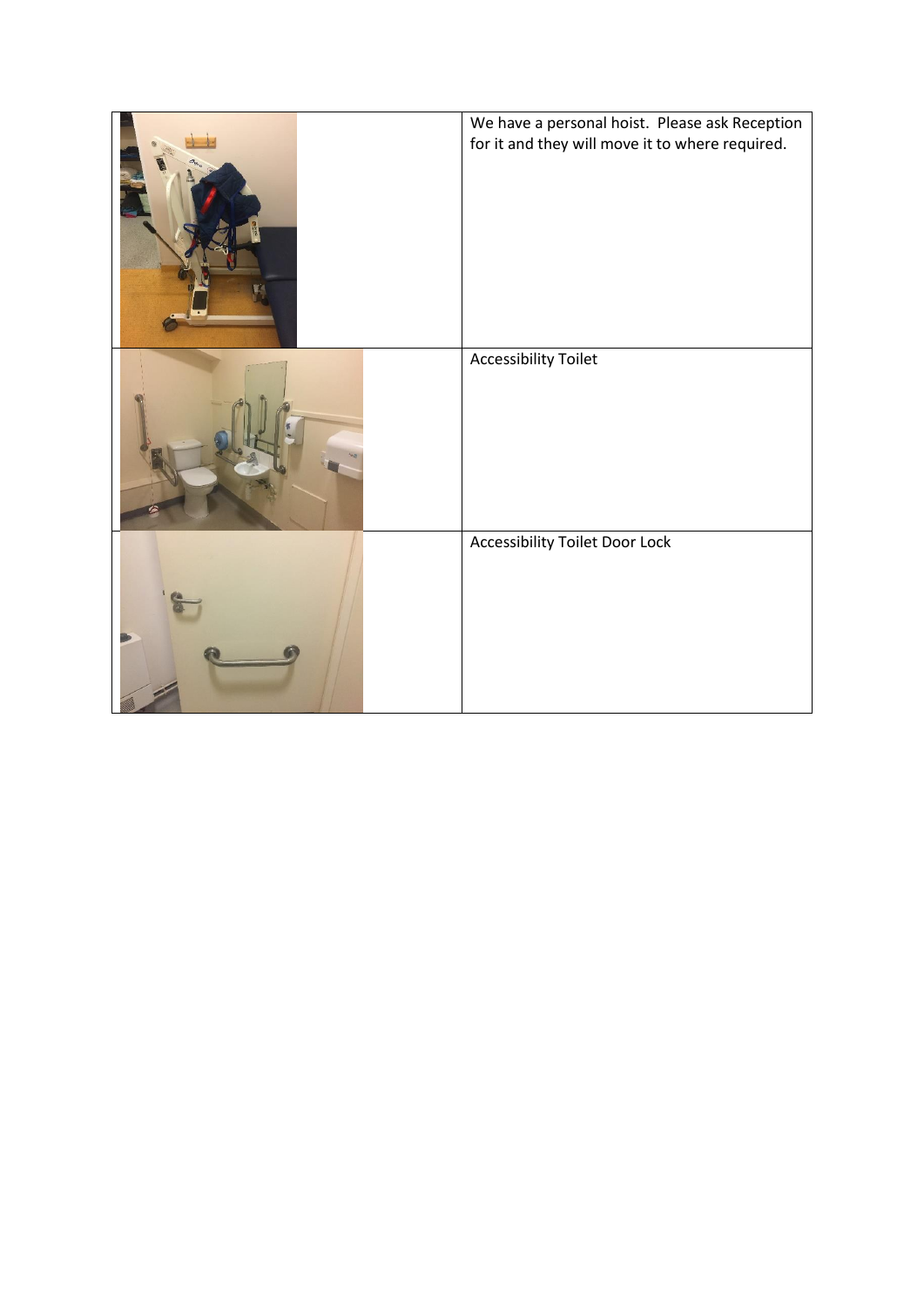| | |
|---|---|
| | We have a personal hoist. Please ask Reception for it and they will move it to where required. |
| | Accessibility Toilet |
| | Accessibility Toilet Door Lock |